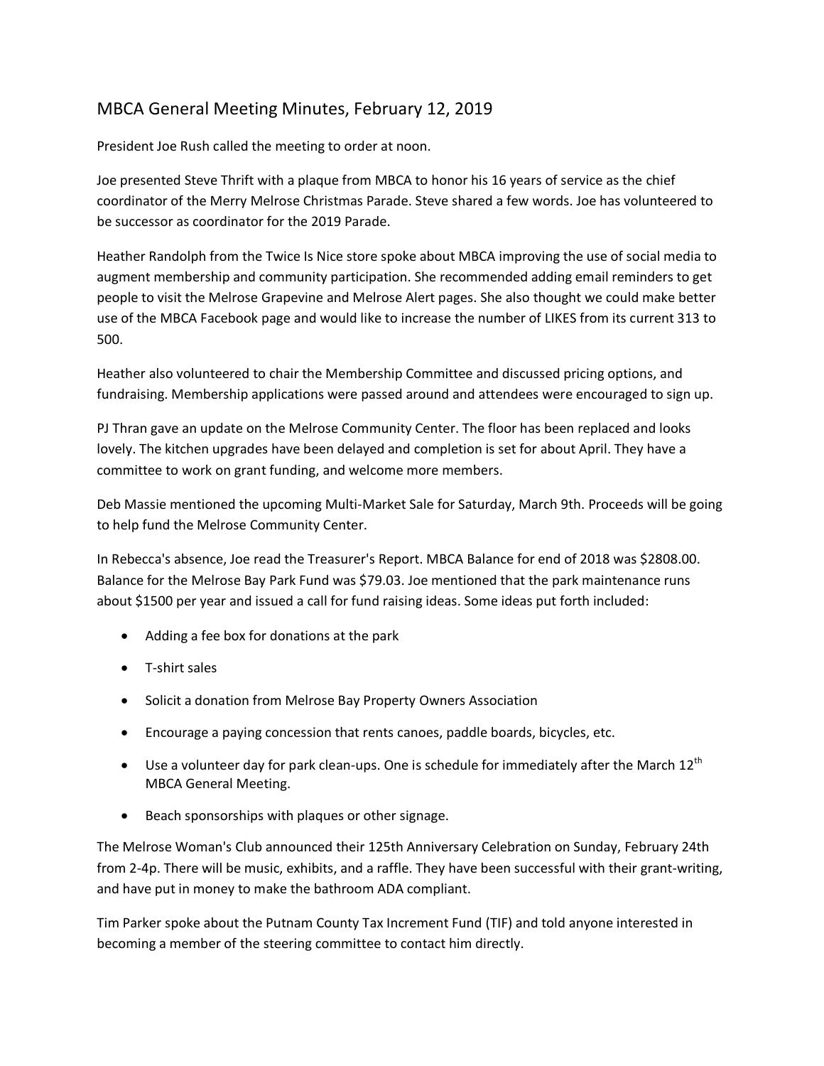# MBCA General Meeting Minutes, February 12, 2019

President Joe Rush called the meeting to order at noon.

Joe presented Steve Thrift with a plaque from MBCA to honor his 16 years of service as the chief coordinator of the Merry Melrose Christmas Parade. Steve shared a few words. Joe has volunteered to be successor as coordinator for the 2019 Parade.

Heather Randolph from the Twice Is Nice store spoke about MBCA improving the use of social media to augment membership and community participation. She recommended adding email reminders to get people to visit the Melrose Grapevine and Melrose Alert pages. She also thought we could make better use of the MBCA Facebook page and would like to increase the number of LIKES from its current 313 to 500.

Heather also volunteered to chair the Membership Committee and discussed pricing options, and fundraising. Membership applications were passed around and attendees were encouraged to sign up.

PJ Thran gave an update on the Melrose Community Center. The floor has been replaced and looks lovely. The kitchen upgrades have been delayed and completion is set for about April. They have a committee to work on grant funding, and welcome more members.

Deb Massie mentioned the upcoming Multi-Market Sale for Saturday, March 9th. Proceeds will be going to help fund the Melrose Community Center.

In Rebecca's absence, Joe read the Treasurer's Report. MBCA Balance for end of 2018 was $2808.00. Balance for the Melrose Bay Park Fund was $79.03. Joe mentioned that the park maintenance runs about $1500 per year and issued a call for fund raising ideas. Some ideas put forth included:

- Adding a fee box for donations at the park
- T-shirt sales
- Solicit a donation from Melrose Bay Property Owners Association
- Encourage a paying concession that rents canoes, paddle boards, bicycles, etc.
- Use a volunteer day for park clean-ups. One is schedule for immediately after the March 12th MBCA General Meeting.
- Beach sponsorships with plaques or other signage.

The Melrose Woman's Club announced their 125th Anniversary Celebration on Sunday, February 24th from 2-4p. There will be music, exhibits, and a raffle. They have been successful with their grant-writing, and have put in money to make the bathroom ADA compliant.

Tim Parker spoke about the Putnam County Tax Increment Fund (TIF) and told anyone interested in becoming a member of the steering committee to contact him directly.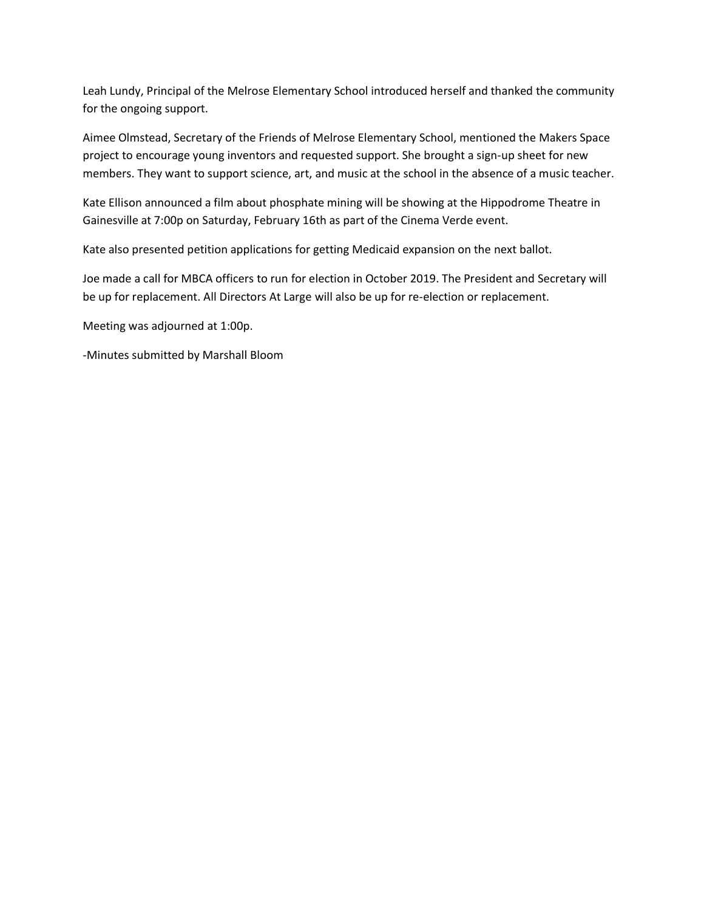Leah Lundy, Principal of the Melrose Elementary School introduced herself and thanked the community for the ongoing support.

Aimee Olmstead, Secretary of the Friends of Melrose Elementary School, mentioned the Makers Space project to encourage young inventors and requested support. She brought a sign-up sheet for new members. They want to support science, art, and music at the school in the absence of a music teacher.

Kate Ellison announced a film about phosphate mining will be showing at the Hippodrome Theatre in Gainesville at 7:00p on Saturday, February 16th as part of the Cinema Verde event.

Kate also presented petition applications for getting Medicaid expansion on the next ballot.

Joe made a call for MBCA officers to run for election in October 2019. The President and Secretary will be up for replacement. All Directors At Large will also be up for re-election or replacement.

Meeting was adjourned at 1:00p.

-Minutes submitted by Marshall Bloom